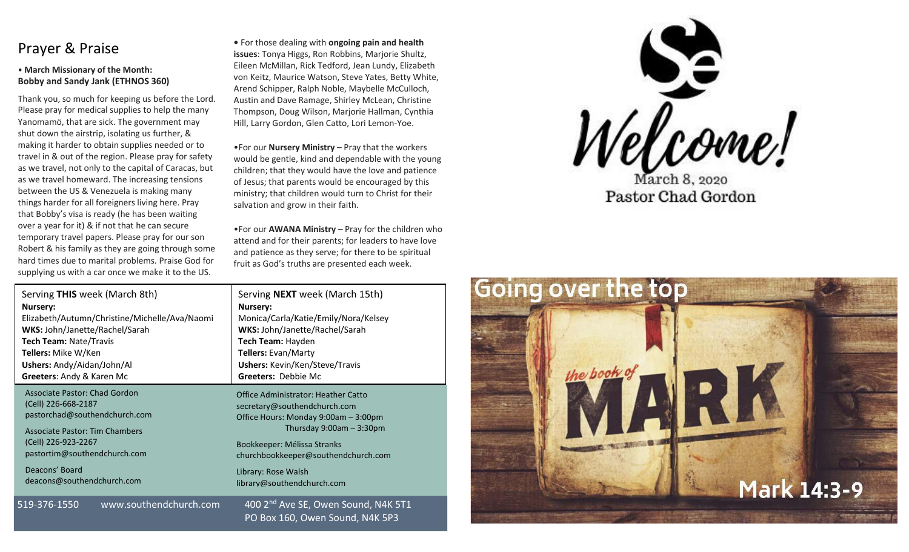## Prayer & Praise

• **March Missionary of the Month: Bobby and Sandy Jank (ETHNOS 360)**

Thank you, so much for keeping us before the Lord. Please pray for medical supplies to help the many Yanomamö, that are sick. The government may shut down the airstrip, isolating us further, & making it harder to obtain supplies needed or to travel in & out of the region. Please pray for safety as we travel, not only to the capital of Caracas, but as we travel homeward. The increasing tensions between the US & Venezuela is making many things harder for all foreigners living here. Pray that Bobby's visa is ready (he has been waiting over a year for it) & if not that he can secure temporary travel papers. Please pray for our son Robert & his family as they are going through some hard times due to marital problems. Praise God for supplying us with a car once we make it to the US.

• For those dealing with **ongoing pain and health issues**: Tonya Higgs, Ron Robbins, Marjorie Shultz, Eileen McMillan, Rick Tedford, Jean Lundy, Elizabeth von Keitz, Maurice Watson, Steve Yates, Betty White, Arend Schipper, Ralph Noble, Maybelle McCulloch, Austin and Dave Ramage, Shirley McLean, Christine Thompson, Doug Wilson, Marjorie Hallman, Cynthia Hill, Larry Gordon, Glen Catto, Lori Lemon-Yoe.

•For our **Nursery Ministry** – Pray that the workers would be gentle, kind and dependable with the young children; that they would have the love and patience of Jesus; that parents would be encouraged by this ministry; that children would turn to Christ for their salvation and grow in their faith.

•For our **AWANA Ministry** – Pray for the children who attend and for their parents; for leaders to have love and patience as they serve; for there to be spiritual fruit as God's truths are presented each week.

| Serving **THIS** week (March 8th) | Serving **NEXT** week (March 15th) |
|---|---|
| **Nursery:** Elizabeth/Autumn/Christine/Michelle/Ava/Naomi | **Nursery:** Monica/Carla/Katie/Emily/Nora/Kelsey |
| **WKS:** John/Janette/Rachel/Sarah | **WKS:** John/Janette/Rachel/Sarah |
| **Tech Team:** Nate/Travis | **Tech Team:** Hayden |
| **Tellers:** Mike W/Ken | **Tellers:** Evan/Marty |
| **Ushers:** Andy/Aidan/John/Al | **Ushers:** Kevin/Ken/Steve/Travis |
| **Greeters**: Andy & Karen Mc | **Greeters:** Debbie Mc |

Associate Pastor: Chad Gordon
(Cell) 226-668-2187
pastorchad@southendchurch.com

Associate Pastor: Tim Chambers
(Cell) 226-923-2267
pastortim@southendchurch.com

Deacons' Board
deacons@southendchurch.com

Office Administrator: Heather Catto
secretary@southendchurch.com
Office Hours: Monday 9:00am – 3:00pm
Thursday 9:00am – 3:30pm

Bookkeeper: Mélissa Stranks
churchbookkeeper@southendchurch.com

Library: Rose Walsh
library@southendchurch.com

519-376-1550 www.southendchurch.com

400 2nd Ave SE, Owen Sound, N4K 5T1
PO Box 160, Owen Sound, N4K 5P3

# Welcome!

March 8, 2020
Pastor Chad Gordon

## Going over the top

the book of MARK

Mark 14:3-9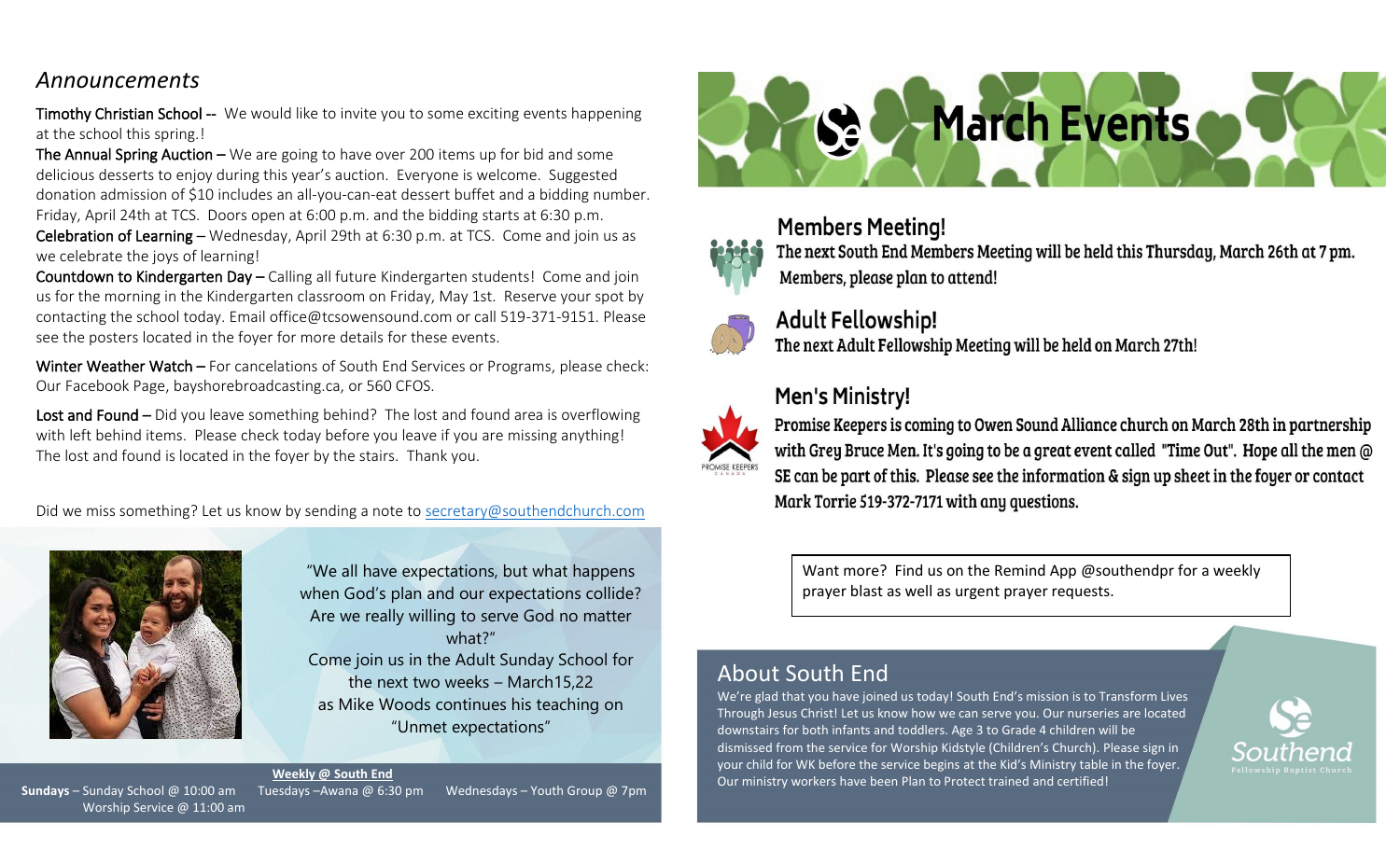## *Announcements*

Timothy Christian School -- We would like to invite you to some exciting events happening at the school this spring.!

The Annual Spring Auction – We are going to have over 200 items up for bid and some delicious desserts to enjoy during this year's auction. Everyone is welcome. Suggested donation admission of $10 includes an all-you-can-eat dessert buffet and a bidding number. Friday, April 24th at TCS. Doors open at 6:00 p.m. and the bidding starts at 6:30 p.m.

Celebration of Learning – Wednesday, April 29th at 6:30 p.m. at TCS. Come and join us as we celebrate the joys of learning!

Countdown to Kindergarten Day – Calling all future Kindergarten students! Come and join us for the morning in the Kindergarten classroom on Friday, May 1st. Reserve your spot by contacting the school today. Email office@tcsowensound.com or call 519-371-9151. Please see the posters located in the foyer for more details for these events.

Winter Weather Watch – For cancelations of South End Services or Programs, please check: Our Facebook Page, bayshorebroadcasting.ca, or 560 CFOS.

Lost and Found – Did you leave something behind? The lost and found area is overflowing with left behind items. Please check today before you leave if you are missing anything! The lost and found is located in the foyer by the stairs. Thank you.

Did we miss something? Let us know by sending a note to secretary@southendchurch.com

"We all have expectations, but what happens when God's plan and our expectations collide? Are we really willing to serve God no matter what?"
Come join us in the Adult Sunday School for the next two weeks – March15,22
as Mike Woods continues his teaching on "Unmet expectations"

**Weekly @ South End**

**Sundays** – Sunday School @ 10:00 am
Worship Service @ 11:00 am

Tuesdays –Awana @ 6:30 pm

Wednesdays – Youth Group @ 7pm

# March Events

## Members Meeting!

The next South End Members Meeting will be held this Thursday, March 26th at 7 pm. Members, please plan to attend!

## Adult Fellowship!

The next Adult Fellowship Meeting will be held on March 27th!

## Men's Ministry!

PROMISE KEEPERS CANADA

Promise Keepers is coming to Owen Sound Alliance church on March 28th in partnership with Grey Bruce Men. It's going to be a great event called "Time Out". Hope all the men @ SE can be part of this. Please see the information & sign up sheet in the foyer or contact Mark Torrie 519-372-7171 with any questions.

Want more? Find us on the Remind App @southendpr for a weekly prayer blast as well as urgent prayer requests.

## About South End

We're glad that you have joined us today! South End's mission is to Transform Lives Through Jesus Christ! Let us know how we can serve you. Our nurseries are located downstairs for both infants and toddlers. Age 3 to Grade 4 children will be dismissed from the service for Worship Kidstyle (Children's Church). Please sign in your child for WK before the service begins at the Kid's Ministry table in the foyer. Our ministry workers have been Plan to Protect trained and certified!

Southend
Fellowship Baptist Church